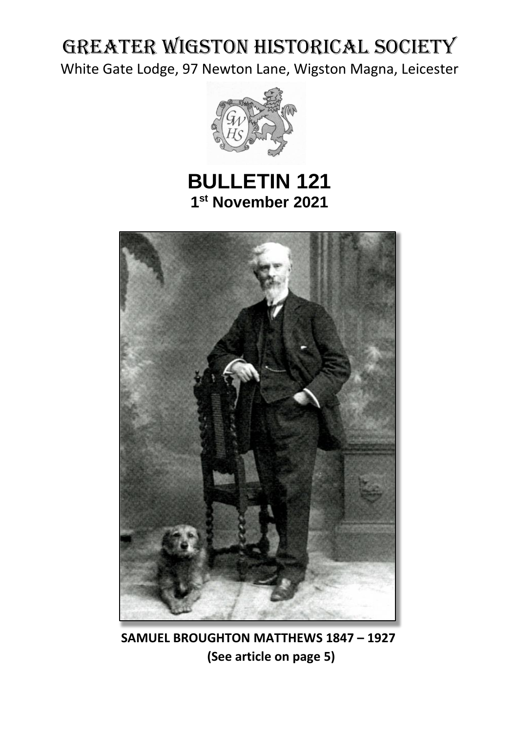# GREATER WIGSTON HISTORICAL SOCIETY

White Gate Lodge, 97 Newton Lane, Wigston Magna, Leicester

## BULLETIN 121

**1st November 2021**

**SAMUEL BROUGHTON MATTHEWS 1847 – 1927**

**(See article on page 5)**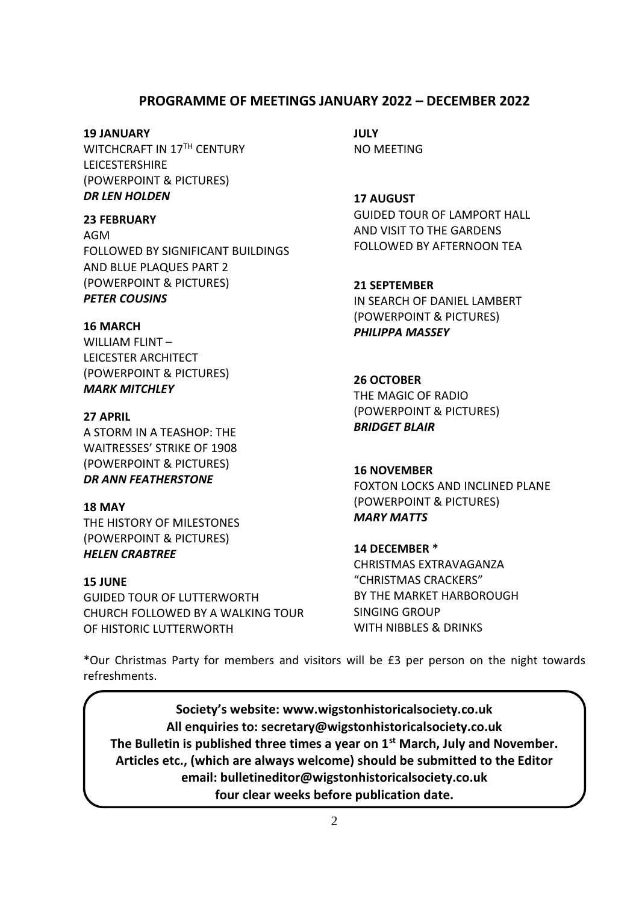## PROGRAMME OF MEETINGS JANUARY 2022 – DECEMBER 2022

**19 JANUARY**
WITCHCRAFT IN 17TH CENTURY LEICESTERSHIRE
(POWERPOINT & PICTURES)
***DR LEN HOLDEN***

**23 FEBRUARY**
AGM
FOLLOWED BY SIGNIFICANT BUILDINGS AND BLUE PLAQUES PART 2
(POWERPOINT & PICTURES)
***PETER COUSINS***

**16 MARCH**
WILLIAM FLINT –
LEICESTER ARCHITECT
(POWERPOINT & PICTURES)
***MARK MITCHLEY***

**27 APRIL**
A STORM IN A TEASHOP: THE WAITRESSES' STRIKE OF 1908
(POWERPOINT & PICTURES)
***DR ANN FEATHERSTONE***

**18 MAY**
THE HISTORY OF MILESTONES
(POWERPOINT & PICTURES)
***HELEN CRABTREE***

**15 JUNE**
GUIDED TOUR OF LUTTERWORTH CHURCH FOLLOWED BY A WALKING TOUR OF HISTORIC LUTTERWORTH

**JULY**
NO MEETING

**17 AUGUST**
GUIDED TOUR OF LAMPORT HALL AND VISIT TO THE GARDENS FOLLOWED BY AFTERNOON TEA

**21 SEPTEMBER**
IN SEARCH OF DANIEL LAMBERT
(POWERPOINT & PICTURES)
***PHILIPPA MASSEY***

**26 OCTOBER**
THE MAGIC OF RADIO
(POWERPOINT & PICTURES)
***BRIDGET BLAIR***

**16 NOVEMBER**
FOXTON LOCKS AND INCLINED PLANE
(POWERPOINT & PICTURES)
***MARY MATTS***

**14 DECEMBER ***
CHRISTMAS EXTRAVAGANZA
"CHRISTMAS CRACKERS"
BY THE MARKET HARBOROUGH SINGING GROUP
WITH NIBBLES & DRINKS

*Our Christmas Party for members and visitors will be £3 per person on the night towards refreshments.

**Society's website: www.wigstonhistoricalsociety.co.uk**
**All enquiries to: secretary@wigstonhistoricalsociety.co.uk**
**The Bulletin is published three times a year on 1st March, July and November.**
**Articles etc., (which are always welcome) should be submitted to the Editor**
**email: bulletineditor@wigstonhistoricalsociety.co.uk**
**four clear weeks before publication date.**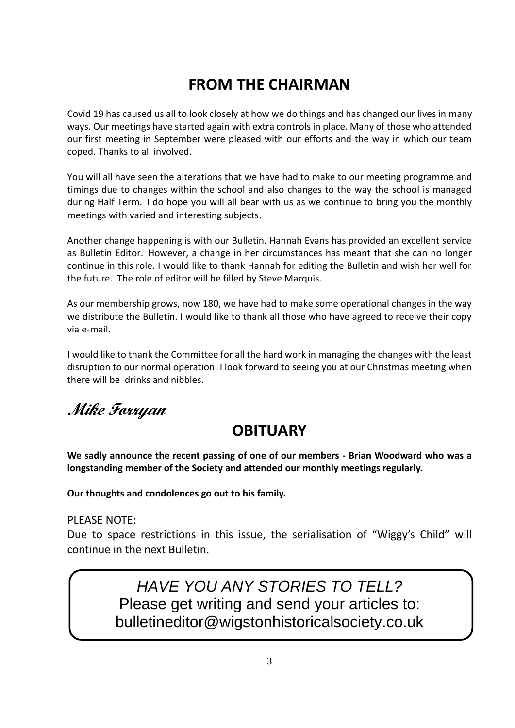# FROM THE CHAIRMAN

Covid 19 has caused us all to look closely at how we do things and has changed our lives in many ways. Our meetings have started again with extra controls in place. Many of those who attended our first meeting in September were pleased with our efforts and the way in which our team coped. Thanks to all involved.

You will all have seen the alterations that we have had to make to our meeting programme and timings due to changes within the school and also changes to the way the school is managed during Half Term. I do hope you will all bear with us as we continue to bring you the monthly meetings with varied and interesting subjects.

Another change happening is with our Bulletin. Hannah Evans has provided an excellent service as Bulletin Editor. However, a change in her circumstances has meant that she can no longer continue in this role. I would like to thank Hannah for editing the Bulletin and wish her well for the future. The role of editor will be filled by Steve Marquis.

As our membership grows, now 180, we have had to make some operational changes in the way we distribute the Bulletin. I would like to thank all those who have agreed to receive their copy via e-mail.

I would like to thank the Committee for all the hard work in managing the changes with the least disruption to our normal operation. I look forward to seeing you at our Christmas meeting when there will be drinks and nibbles.

*Mike Forryan*

# OBITUARY

**We sadly announce the recent passing of one of our members - Brian Woodward who was a longstanding member of the Society and attended our monthly meetings regularly.**

**Our thoughts and condolences go out to his family.**

PLEASE NOTE:

Due to space restrictions in this issue, the serialisation of "Wiggy's Child" will continue in the next Bulletin.

*HAVE YOU ANY STORIES TO TELL?*

Please get writing and send your articles to:

bulletineditor@wigstonhistoricalsociety.co.uk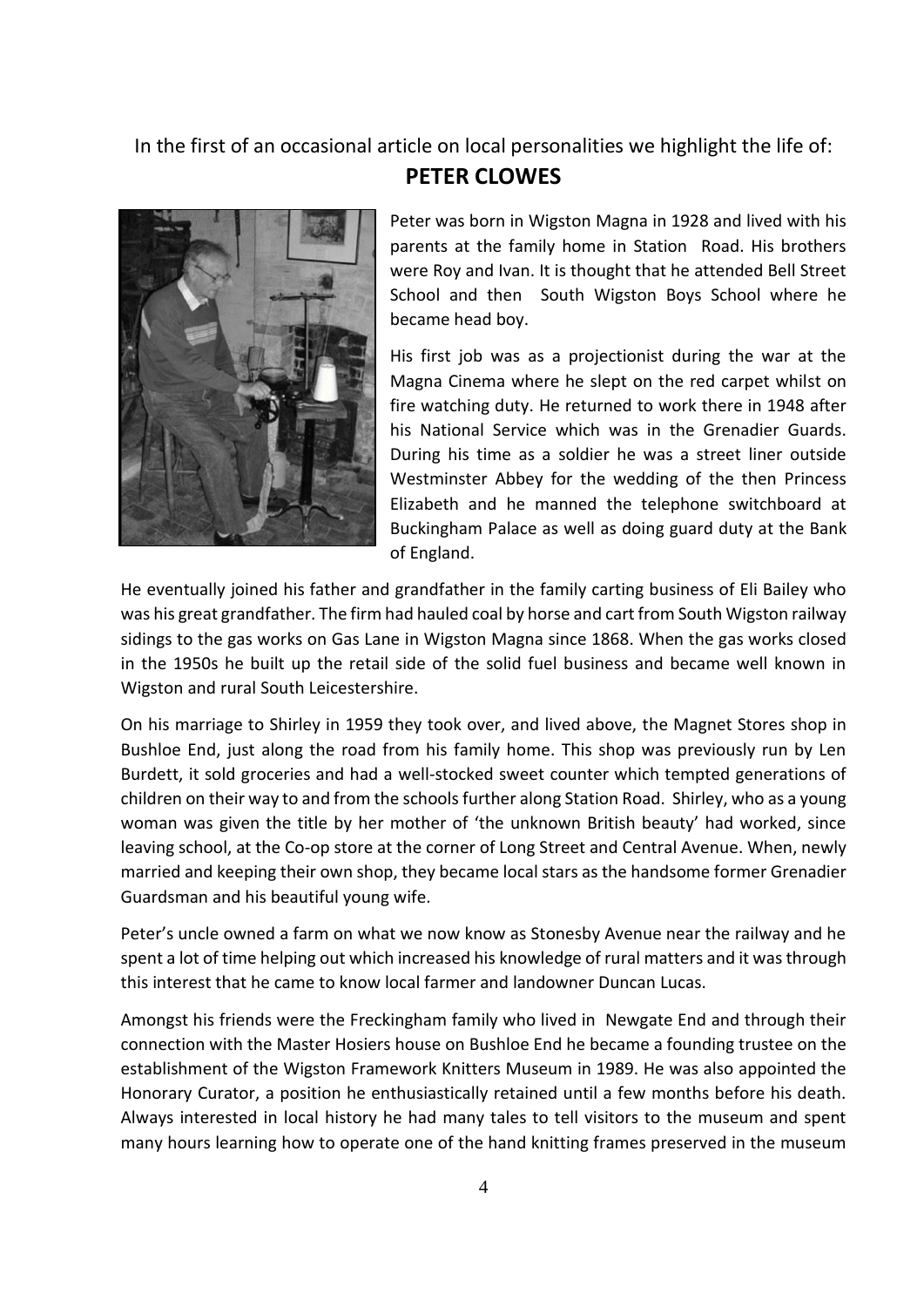In the first of an occasional article on local personalities we highlight the life of:

## PETER CLOWES

Peter was born in Wigston Magna in 1928 and lived with his parents at the family home in Station Road. His brothers were Roy and Ivan. It is thought that he attended Bell Street School and then South Wigston Boys School where he became head boy.

His first job was as a projectionist during the war at the Magna Cinema where he slept on the red carpet whilst on fire watching duty. He returned to work there in 1948 after his National Service which was in the Grenadier Guards. During his time as a soldier he was a street liner outside Westminster Abbey for the wedding of the then Princess Elizabeth and he manned the telephone switchboard at Buckingham Palace as well as doing guard duty at the Bank of England.

He eventually joined his father and grandfather in the family carting business of Eli Bailey who was his great grandfather. The firm had hauled coal by horse and cart from South Wigston railway sidings to the gas works on Gas Lane in Wigston Magna since 1868. When the gas works closed in the 1950s he built up the retail side of the solid fuel business and became well known in Wigston and rural South Leicestershire.

On his marriage to Shirley in 1959 they took over, and lived above, the Magnet Stores shop in Bushloe End, just along the road from his family home. This shop was previously run by Len Burdett, it sold groceries and had a well-stocked sweet counter which tempted generations of children on their way to and from the schools further along Station Road. Shirley, who as a young woman was given the title by her mother of 'the unknown British beauty' had worked, since leaving school, at the Co-op store at the corner of Long Street and Central Avenue. When, newly married and keeping their own shop, they became local stars as the handsome former Grenadier Guardsman and his beautiful young wife.

Peter's uncle owned a farm on what we now know as Stonesby Avenue near the railway and he spent a lot of time helping out which increased his knowledge of rural matters and it was through this interest that he came to know local farmer and landowner Duncan Lucas.

Amongst his friends were the Freckingham family who lived in Newgate End and through their connection with the Master Hosiers house on Bushloe End he became a founding trustee on the establishment of the Wigston Framework Knitters Museum in 1989. He was also appointed the Honorary Curator, a position he enthusiastically retained until a few months before his death. Always interested in local history he had many tales to tell visitors to the museum and spent many hours learning how to operate one of the hand knitting frames preserved in the museum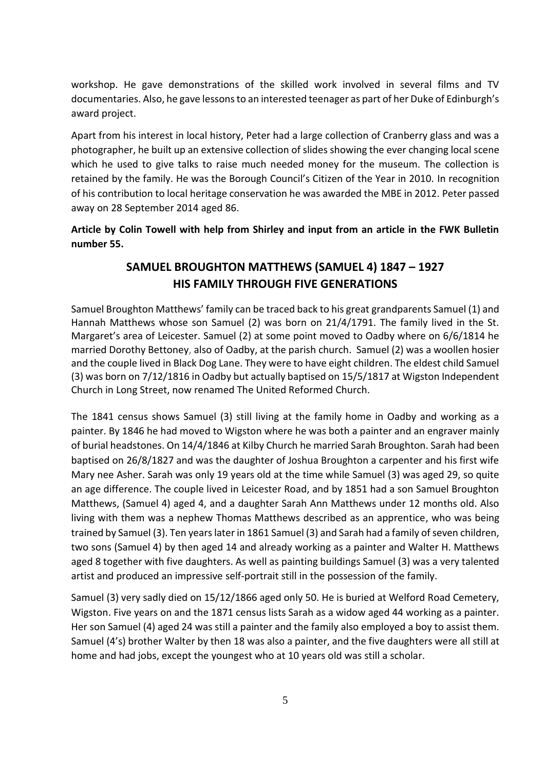workshop. He gave demonstrations of the skilled work involved in several films and TV documentaries. Also, he gave lessons to an interested teenager as part of her Duke of Edinburgh's award project.

Apart from his interest in local history, Peter had a large collection of Cranberry glass and was a photographer, he built up an extensive collection of slides showing the ever changing local scene which he used to give talks to raise much needed money for the museum. The collection is retained by the family. He was the Borough Council's Citizen of the Year in 2010. In recognition of his contribution to local heritage conservation he was awarded the MBE in 2012. Peter passed away on 28 September 2014 aged 86.

**Article by Colin Towell with help from Shirley and input from an article in the FWK Bulletin number 55.**

## SAMUEL BROUGHTON MATTHEWS (SAMUEL 4) 1847 – 1927
## HIS FAMILY THROUGH FIVE GENERATIONS

Samuel Broughton Matthews' family can be traced back to his great grandparents Samuel (1) and Hannah Matthews whose son Samuel (2) was born on 21/4/1791. The family lived in the St. Margaret's area of Leicester. Samuel (2) at some point moved to Oadby where on 6/6/1814 he married Dorothy Bettoney, also of Oadby, at the parish church. Samuel (2) was a woollen hosier and the couple lived in Black Dog Lane. They were to have eight children. The eldest child Samuel (3) was born on 7/12/1816 in Oadby but actually baptised on 15/5/1817 at Wigston Independent Church in Long Street, now renamed The United Reformed Church.

The 1841 census shows Samuel (3) still living at the family home in Oadby and working as a painter. By 1846 he had moved to Wigston where he was both a painter and an engraver mainly of burial headstones. On 14/4/1846 at Kilby Church he married Sarah Broughton. Sarah had been baptised on 26/8/1827 and was the daughter of Joshua Broughton a carpenter and his first wife Mary nee Asher. Sarah was only 19 years old at the time while Samuel (3) was aged 29, so quite an age difference. The couple lived in Leicester Road, and by 1851 had a son Samuel Broughton Matthews, (Samuel 4) aged 4, and a daughter Sarah Ann Matthews under 12 months old. Also living with them was a nephew Thomas Matthews described as an apprentice, who was being trained by Samuel (3). Ten years later in 1861 Samuel (3) and Sarah had a family of seven children, two sons (Samuel 4) by then aged 14 and already working as a painter and Walter H. Matthews aged 8 together with five daughters. As well as painting buildings Samuel (3) was a very talented artist and produced an impressive self-portrait still in the possession of the family.

Samuel (3) very sadly died on 15/12/1866 aged only 50. He is buried at Welford Road Cemetery, Wigston. Five years on and the 1871 census lists Sarah as a widow aged 44 working as a painter. Her son Samuel (4) aged 24 was still a painter and the family also employed a boy to assist them. Samuel (4's) brother Walter by then 18 was also a painter, and the five daughters were all still at home and had jobs, except the youngest who at 10 years old was still a scholar.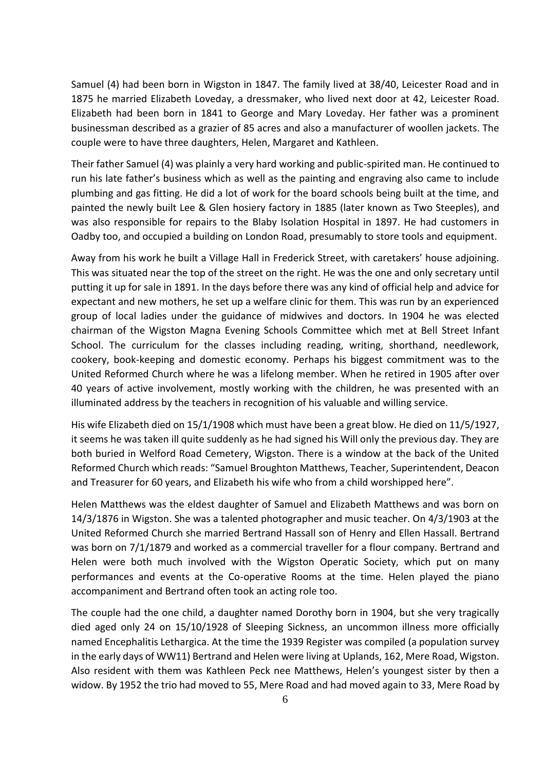Samuel (4) had been born in Wigston in 1847. The family lived at 38/40, Leicester Road and in 1875 he married Elizabeth Loveday, a dressmaker, who lived next door at 42, Leicester Road. Elizabeth had been born in 1841 to George and Mary Loveday. Her father was a prominent businessman described as a grazier of 85 acres and also a manufacturer of woollen jackets. The couple were to have three daughters, Helen, Margaret and Kathleen.

Their father Samuel (4) was plainly a very hard working and public-spirited man. He continued to run his late father's business which as well as the painting and engraving also came to include plumbing and gas fitting. He did a lot of work for the board schools being built at the time, and painted the newly built Lee & Glen hosiery factory in 1885 (later known as Two Steeples), and was also responsible for repairs to the Blaby Isolation Hospital in 1897. He had customers in Oadby too, and occupied a building on London Road, presumably to store tools and equipment.

Away from his work he built a Village Hall in Frederick Street, with caretakers' house adjoining. This was situated near the top of the street on the right. He was the one and only secretary until putting it up for sale in 1891. In the days before there was any kind of official help and advice for expectant and new mothers, he set up a welfare clinic for them. This was run by an experienced group of local ladies under the guidance of midwives and doctors. In 1904 he was elected chairman of the Wigston Magna Evening Schools Committee which met at Bell Street Infant School. The curriculum for the classes including reading, writing, shorthand, needlework, cookery, book-keeping and domestic economy. Perhaps his biggest commitment was to the United Reformed Church where he was a lifelong member. When he retired in 1905 after over 40 years of active involvement, mostly working with the children, he was presented with an illuminated address by the teachers in recognition of his valuable and willing service.

His wife Elizabeth died on 15/1/1908 which must have been a great blow. He died on 11/5/1927, it seems he was taken ill quite suddenly as he had signed his Will only the previous day. They are both buried in Welford Road Cemetery, Wigston. There is a window at the back of the United Reformed Church which reads: "Samuel Broughton Matthews, Teacher, Superintendent, Deacon and Treasurer for 60 years, and Elizabeth his wife who from a child worshipped here".

Helen Matthews was the eldest daughter of Samuel and Elizabeth Matthews and was born on 14/3/1876 in Wigston. She was a talented photographer and music teacher. On 4/3/1903 at the United Reformed Church she married Bertrand Hassall son of Henry and Ellen Hassall. Bertrand was born on 7/1/1879 and worked as a commercial traveller for a flour company. Bertrand and Helen were both much involved with the Wigston Operatic Society, which put on many performances and events at the Co-operative Rooms at the time. Helen played the piano accompaniment and Bertrand often took an acting role too.

The couple had the one child, a daughter named Dorothy born in 1904, but she very tragically died aged only 24 on 15/10/1928 of Sleeping Sickness, an uncommon illness more officially named Encephalitis Lethargica. At the time the 1939 Register was compiled (a population survey in the early days of WW11) Bertrand and Helen were living at Uplands, 162, Mere Road, Wigston. Also resident with them was Kathleen Peck nee Matthews, Helen's youngest sister by then a widow. By 1952 the trio had moved to 55, Mere Road and had moved again to 33, Mere Road by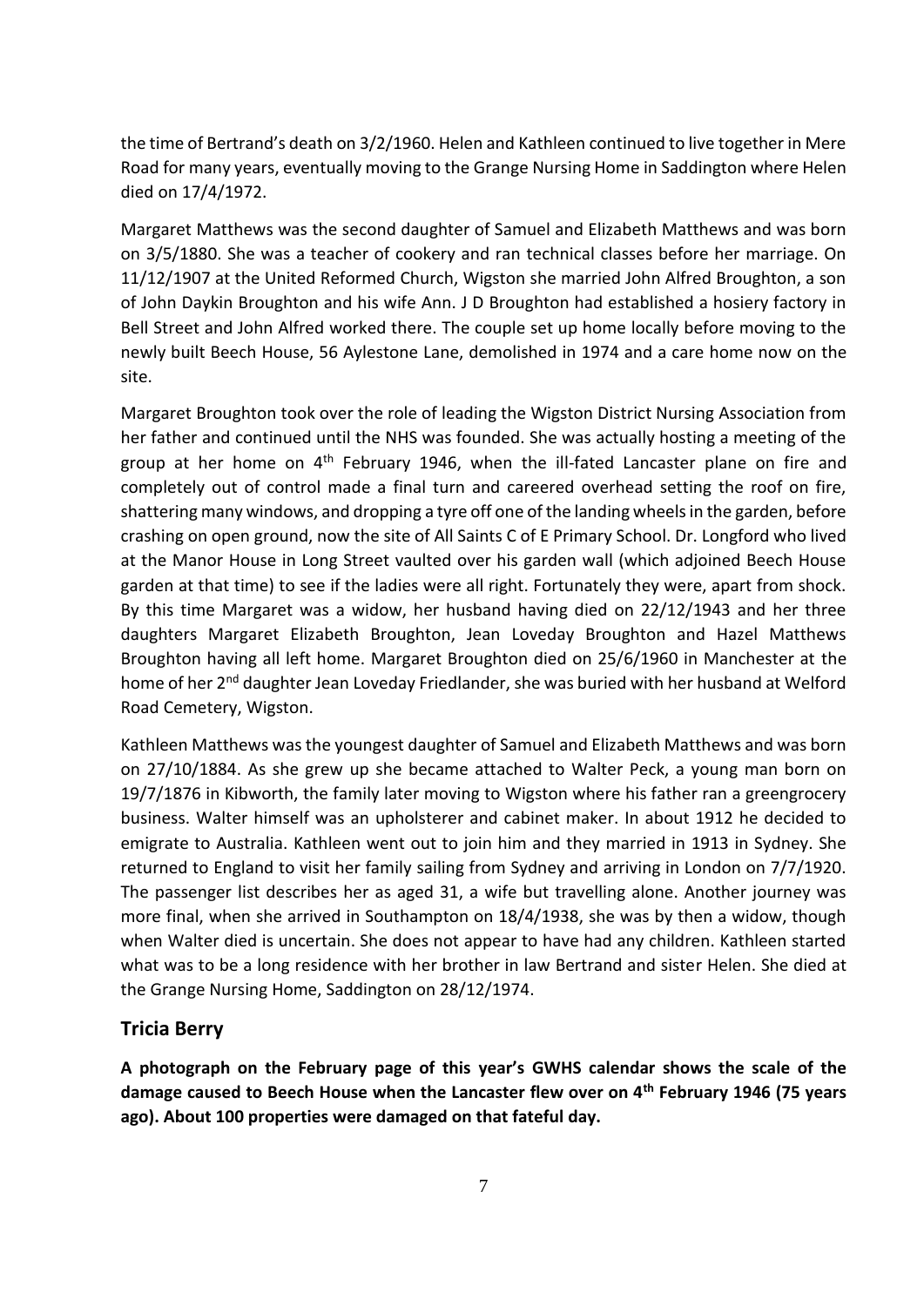the time of Bertrand's death on 3/2/1960. Helen and Kathleen continued to live together in Mere Road for many years, eventually moving to the Grange Nursing Home in Saddington where Helen died on 17/4/1972.

Margaret Matthews was the second daughter of Samuel and Elizabeth Matthews and was born on 3/5/1880. She was a teacher of cookery and ran technical classes before her marriage. On 11/12/1907 at the United Reformed Church, Wigston she married John Alfred Broughton, a son of John Daykin Broughton and his wife Ann. J D Broughton had established a hosiery factory in Bell Street and John Alfred worked there. The couple set up home locally before moving to the newly built Beech House, 56 Aylestone Lane, demolished in 1974 and a care home now on the site.

Margaret Broughton took over the role of leading the Wigston District Nursing Association from her father and continued until the NHS was founded. She was actually hosting a meeting of the group at her home on 4th February 1946, when the ill-fated Lancaster plane on fire and completely out of control made a final turn and careered overhead setting the roof on fire, shattering many windows, and dropping a tyre off one of the landing wheels in the garden, before crashing on open ground, now the site of All Saints C of E Primary School. Dr. Longford who lived at the Manor House in Long Street vaulted over his garden wall (which adjoined Beech House garden at that time) to see if the ladies were all right. Fortunately they were, apart from shock. By this time Margaret was a widow, her husband having died on 22/12/1943 and her three daughters Margaret Elizabeth Broughton, Jean Loveday Broughton and Hazel Matthews Broughton having all left home. Margaret Broughton died on 25/6/1960 in Manchester at the home of her 2nd daughter Jean Loveday Friedlander, she was buried with her husband at Welford Road Cemetery, Wigston.

Kathleen Matthews was the youngest daughter of Samuel and Elizabeth Matthews and was born on 27/10/1884. As she grew up she became attached to Walter Peck, a young man born on 19/7/1876 in Kibworth, the family later moving to Wigston where his father ran a greengrocery business. Walter himself was an upholsterer and cabinet maker. In about 1912 he decided to emigrate to Australia. Kathleen went out to join him and they married in 1913 in Sydney. She returned to England to visit her family sailing from Sydney and arriving in London on 7/7/1920. The passenger list describes her as aged 31, a wife but travelling alone. Another journey was more final, when she arrived in Southampton on 18/4/1938, she was by then a widow, though when Walter died is uncertain. She does not appear to have had any children. Kathleen started what was to be a long residence with her brother in law Bertrand and sister Helen. She died at the Grange Nursing Home, Saddington on 28/12/1974.

## Tricia Berry

**A photograph on the February page of this year's GWHS calendar shows the scale of the damage caused to Beech House when the Lancaster flew over on 4th February 1946 (75 years ago). About 100 properties were damaged on that fateful day.**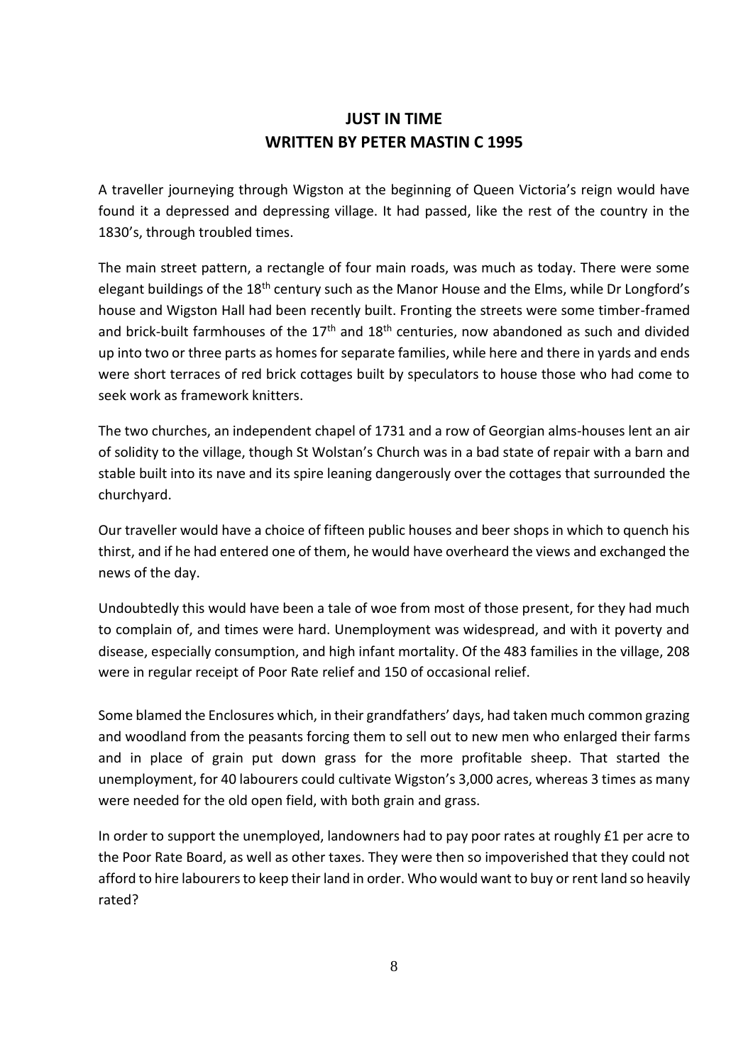## JUST IN TIME
## WRITTEN BY PETER MASTIN C 1995

A traveller journeying through Wigston at the beginning of Queen Victoria's reign would have found it a depressed and depressing village. It had passed, like the rest of the country in the 1830's, through troubled times.

The main street pattern, a rectangle of four main roads, was much as today. There were some elegant buildings of the 18th century such as the Manor House and the Elms, while Dr Longford's house and Wigston Hall had been recently built. Fronting the streets were some timber-framed and brick-built farmhouses of the 17th and 18th centuries, now abandoned as such and divided up into two or three parts as homes for separate families, while here and there in yards and ends were short terraces of red brick cottages built by speculators to house those who had come to seek work as framework knitters.

The two churches, an independent chapel of 1731 and a row of Georgian alms-houses lent an air of solidity to the village, though St Wolstan's Church was in a bad state of repair with a barn and stable built into its nave and its spire leaning dangerously over the cottages that surrounded the churchyard.

Our traveller would have a choice of fifteen public houses and beer shops in which to quench his thirst, and if he had entered one of them, he would have overheard the views and exchanged the news of the day.

Undoubtedly this would have been a tale of woe from most of those present, for they had much to complain of, and times were hard. Unemployment was widespread, and with it poverty and disease, especially consumption, and high infant mortality. Of the 483 families in the village, 208 were in regular receipt of Poor Rate relief and 150 of occasional relief.

Some blamed the Enclosures which, in their grandfathers' days, had taken much common grazing and woodland from the peasants forcing them to sell out to new men who enlarged their farms and in place of grain put down grass for the more profitable sheep. That started the unemployment, for 40 labourers could cultivate Wigston's 3,000 acres, whereas 3 times as many were needed for the old open field, with both grain and grass.

In order to support the unemployed, landowners had to pay poor rates at roughly £1 per acre to the Poor Rate Board, as well as other taxes. They were then so impoverished that they could not afford to hire labourers to keep their land in order. Who would want to buy or rent land so heavily rated?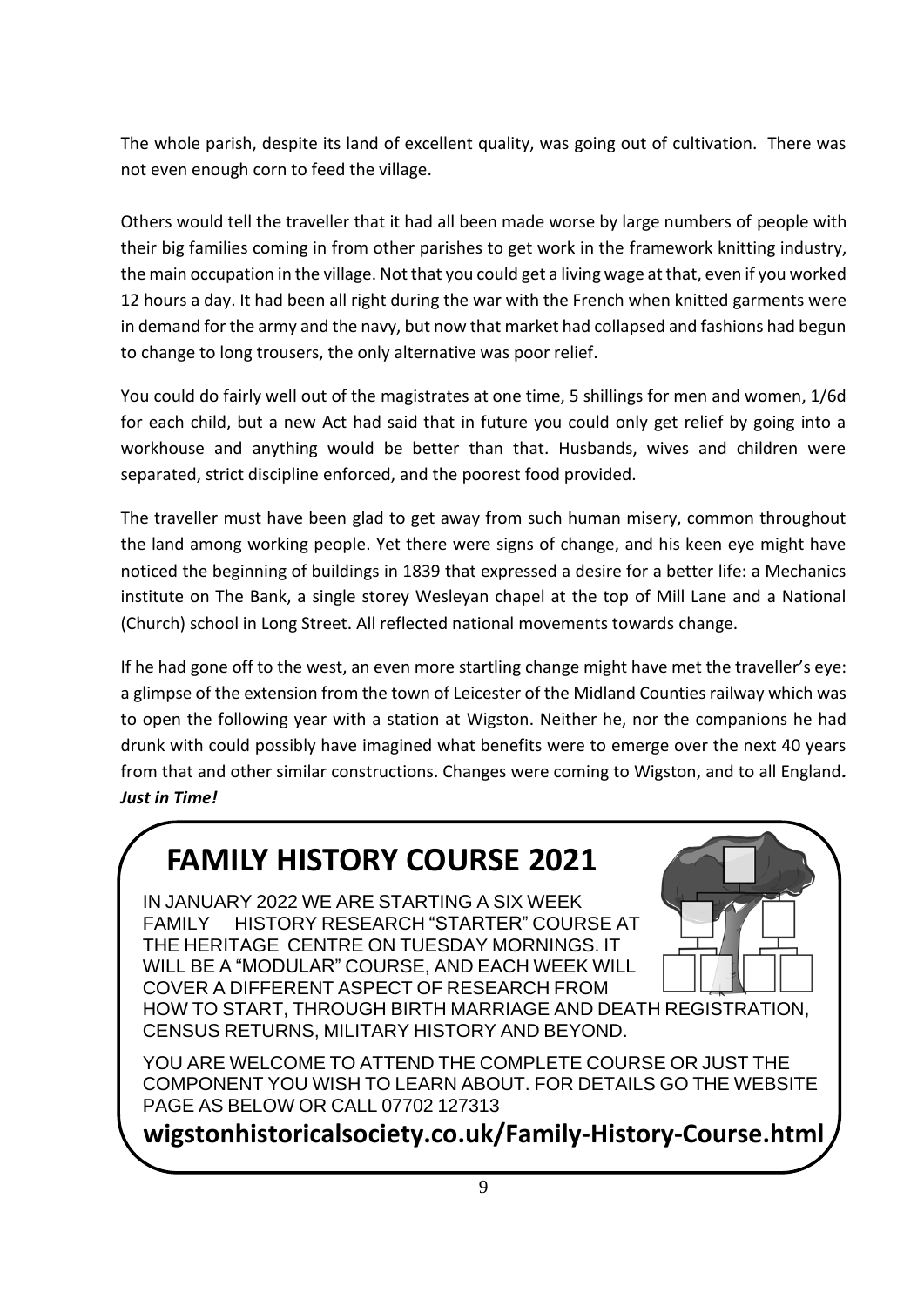The whole parish, despite its land of excellent quality, was going out of cultivation. There was not even enough corn to feed the village.

Others would tell the traveller that it had all been made worse by large numbers of people with their big families coming in from other parishes to get work in the framework knitting industry, the main occupation in the village. Not that you could get a living wage at that, even if you worked 12 hours a day. It had been all right during the war with the French when knitted garments were in demand for the army and the navy, but now that market had collapsed and fashions had begun to change to long trousers, the only alternative was poor relief.

You could do fairly well out of the magistrates at one time, 5 shillings for men and women, 1/6d for each child, but a new Act had said that in future you could only get relief by going into a workhouse and anything would be better than that. Husbands, wives and children were separated, strict discipline enforced, and the poorest food provided.

The traveller must have been glad to get away from such human misery, common throughout the land among working people. Yet there were signs of change, and his keen eye might have noticed the beginning of buildings in 1839 that expressed a desire for a better life: a Mechanics institute on The Bank, a single storey Wesleyan chapel at the top of Mill Lane and a National (Church) school in Long Street. All reflected national movements towards change.

If he had gone off to the west, an even more startling change might have met the traveller's eye: a glimpse of the extension from the town of Leicester of the Midland Counties railway which was to open the following year with a station at Wigston. Neither he, nor the companions he had drunk with could possibly have imagined what benefits were to emerge over the next 40 years from that and other similar constructions. Changes were coming to Wigston, and to all England.
***Just in Time!***

## FAMILY HISTORY COURSE 2021

IN JANUARY 2022 WE ARE STARTING A SIX WEEK FAMILY HISTORY RESEARCH "STARTER" COURSE AT THE HERITAGE CENTRE ON TUESDAY MORNINGS. IT WILL BE A "MODULAR" COURSE, AND EACH WEEK WILL COVER A DIFFERENT ASPECT OF RESEARCH FROM HOW TO START, THROUGH BIRTH MARRIAGE AND DEATH REGISTRATION, CENSUS RETURNS, MILITARY HISTORY AND BEYOND.

YOU ARE WELCOME TO ATTEND THE COMPLETE COURSE OR JUST THE COMPONENT YOU WISH TO LEARN ABOUT. FOR DETAILS GO THE WEBSITE PAGE AS BELOW OR CALL 07702 127313

**wigstonhistoricalsociety.co.uk/Family-History-Course.html**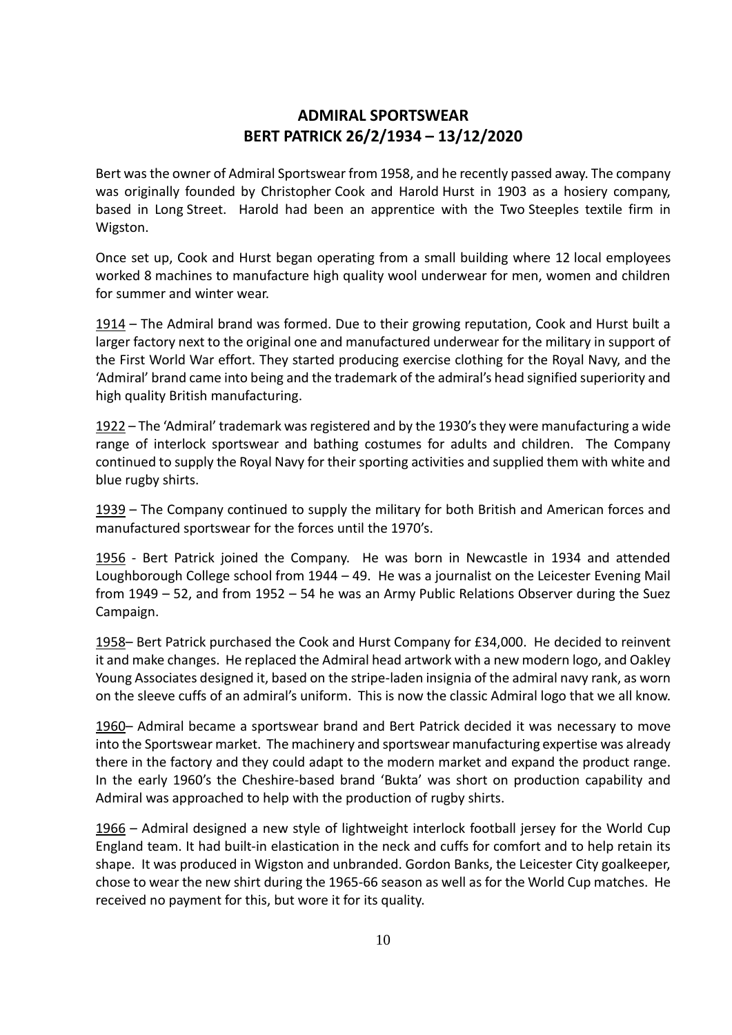## ADMIRAL SPORTSWEAR
## BERT PATRICK 26/2/1934 – 13/12/2020

Bert was the owner of Admiral Sportswear from 1958, and he recently passed away. The company was originally founded by Christopher Cook and Harold Hurst in 1903 as a hosiery company, based in Long Street. Harold had been an apprentice with the Two Steeples textile firm in Wigston.

Once set up, Cook and Hurst began operating from a small building where 12 local employees worked 8 machines to manufacture high quality wool underwear for men, women and children for summer and winter wear.

<u>1914</u> – The Admiral brand was formed. Due to their growing reputation, Cook and Hurst built a larger factory next to the original one and manufactured underwear for the military in support of the First World War effort. They started producing exercise clothing for the Royal Navy, and the 'Admiral' brand came into being and the trademark of the admiral's head signified superiority and high quality British manufacturing.

<u>1922</u> – The 'Admiral' trademark was registered and by the 1930's they were manufacturing a wide range of interlock sportswear and bathing costumes for adults and children. The Company continued to supply the Royal Navy for their sporting activities and supplied them with white and blue rugby shirts.

<u>1939</u> – The Company continued to supply the military for both British and American forces and manufactured sportswear for the forces until the 1970's.

<u>1956</u> - Bert Patrick joined the Company. He was born in Newcastle in 1934 and attended Loughborough College school from 1944 – 49. He was a journalist on the Leicester Evening Mail from 1949 – 52, and from 1952 – 54 he was an Army Public Relations Observer during the Suez Campaign.

<u>1958</u>– Bert Patrick purchased the Cook and Hurst Company for £34,000. He decided to reinvent it and make changes. He replaced the Admiral head artwork with a new modern logo, and Oakley Young Associates designed it, based on the stripe-laden insignia of the admiral navy rank, as worn on the sleeve cuffs of an admiral's uniform. This is now the classic Admiral logo that we all know.

<u>1960</u>– Admiral became a sportswear brand and Bert Patrick decided it was necessary to move into the Sportswear market. The machinery and sportswear manufacturing expertise was already there in the factory and they could adapt to the modern market and expand the product range. In the early 1960's the Cheshire-based brand 'Bukta' was short on production capability and Admiral was approached to help with the production of rugby shirts.

<u>1966</u> – Admiral designed a new style of lightweight interlock football jersey for the World Cup England team. It had built-in elastication in the neck and cuffs for comfort and to help retain its shape. It was produced in Wigston and unbranded. Gordon Banks, the Leicester City goalkeeper, chose to wear the new shirt during the 1965-66 season as well as for the World Cup matches. He received no payment for this, but wore it for its quality.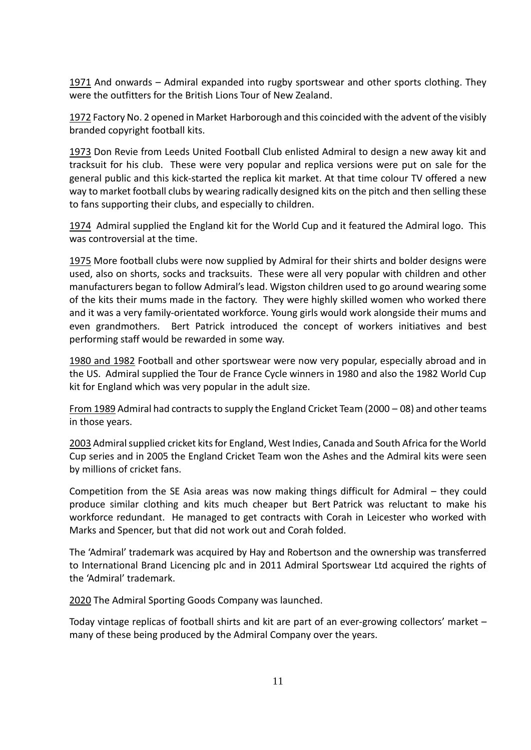<u>1971</u> And onwards – Admiral expanded into rugby sportswear and other sports clothing. They were the outfitters for the British Lions Tour of New Zealand.

<u>1972</u> Factory No. 2 opened in Market Harborough and this coincided with the advent of the visibly branded copyright football kits.

<u>1973</u> Don Revie from Leeds United Football Club enlisted Admiral to design a new away kit and tracksuit for his club. These were very popular and replica versions were put on sale for the general public and this kick-started the replica kit market. At that time colour TV offered a new way to market football clubs by wearing radically designed kits on the pitch and then selling these to fans supporting their clubs, and especially to children.

<u>1974</u> Admiral supplied the England kit for the World Cup and it featured the Admiral logo. This was controversial at the time.

<u>1975</u> More football clubs were now supplied by Admiral for their shirts and bolder designs were used, also on shorts, socks and tracksuits. These were all very popular with children and other manufacturers began to follow Admiral's lead. Wigston children used to go around wearing some of the kits their mums made in the factory. They were highly skilled women who worked there and it was a very family-orientated workforce. Young girls would work alongside their mums and even grandmothers. Bert Patrick introduced the concept of workers initiatives and best performing staff would be rewarded in some way.

<u>1980 and 1982</u> Football and other sportswear were now very popular, especially abroad and in the US. Admiral supplied the Tour de France Cycle winners in 1980 and also the 1982 World Cup kit for England which was very popular in the adult size.

<u>From 1989</u> Admiral had contracts to supply the England Cricket Team (2000 – 08) and other teams in those years.

<u>2003</u> Admiral supplied cricket kits for England, West Indies, Canada and South Africa for the World Cup series and in 2005 the England Cricket Team won the Ashes and the Admiral kits were seen by millions of cricket fans.

Competition from the SE Asia areas was now making things difficult for Admiral – they could produce similar clothing and kits much cheaper but Bert Patrick was reluctant to make his workforce redundant. He managed to get contracts with Corah in Leicester who worked with Marks and Spencer, but that did not work out and Corah folded.

The 'Admiral' trademark was acquired by Hay and Robertson and the ownership was transferred to International Brand Licencing plc and in 2011 Admiral Sportswear Ltd acquired the rights of the 'Admiral' trademark.

<u>2020</u> The Admiral Sporting Goods Company was launched.

Today vintage replicas of football shirts and kit are part of an ever-growing collectors' market – many of these being produced by the Admiral Company over the years.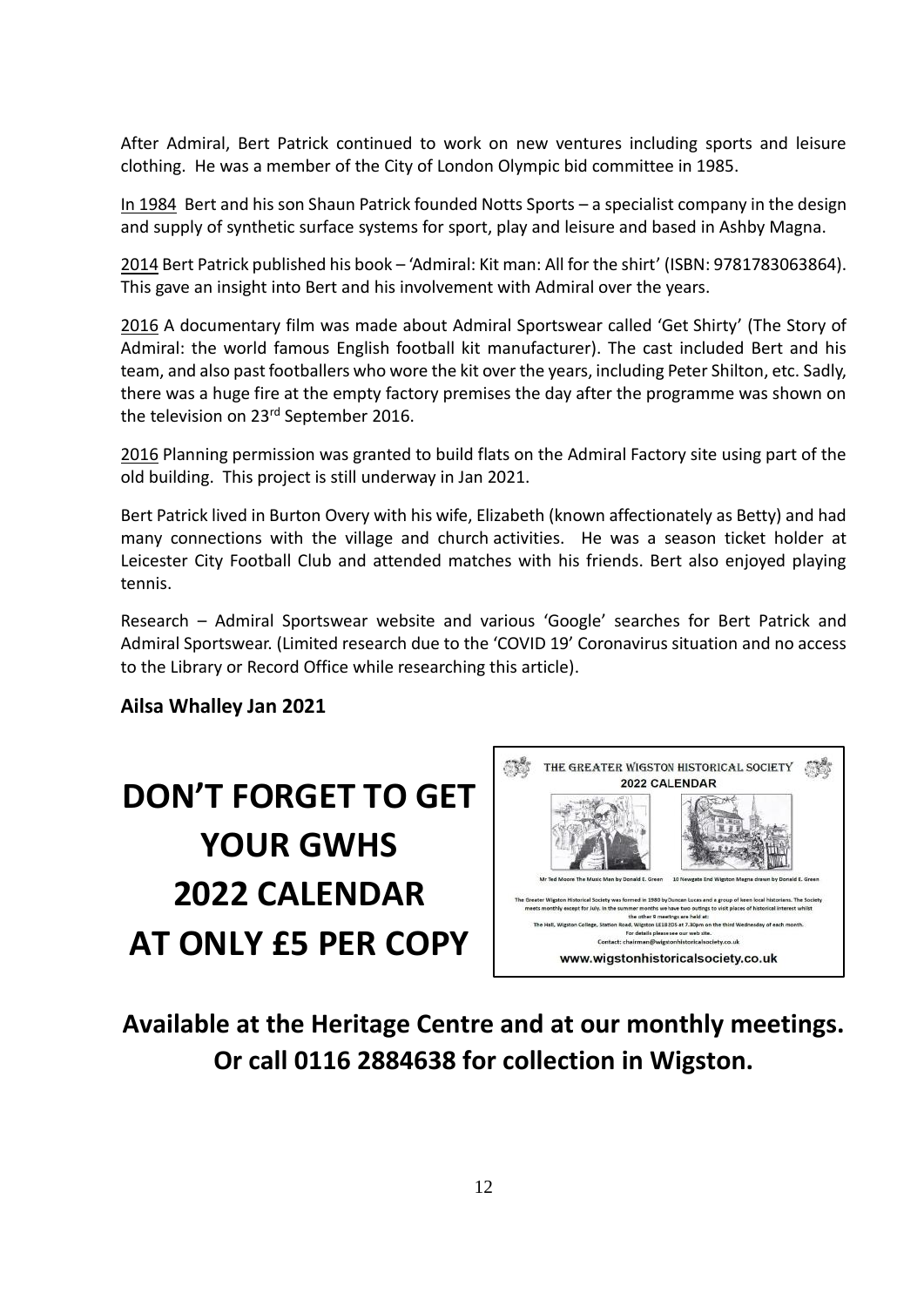After Admiral, Bert Patrick continued to work on new ventures including sports and leisure clothing. He was a member of the City of London Olympic bid committee in 1985.

In 1984 Bert and his son Shaun Patrick founded Notts Sports – a specialist company in the design and supply of synthetic surface systems for sport, play and leisure and based in Ashby Magna.

2014 Bert Patrick published his book – 'Admiral: Kit man: All for the shirt' (ISBN: 9781783063864). This gave an insight into Bert and his involvement with Admiral over the years.

2016 A documentary film was made about Admiral Sportswear called 'Get Shirty' (The Story of Admiral: the world famous English football kit manufacturer). The cast included Bert and his team, and also past footballers who wore the kit over the years, including Peter Shilton, etc. Sadly, there was a huge fire at the empty factory premises the day after the programme was shown on the television on 23rd September 2016.

2016 Planning permission was granted to build flats on the Admiral Factory site using part of the old building. This project is still underway in Jan 2021.

Bert Patrick lived in Burton Overy with his wife, Elizabeth (known affectionately as Betty) and had many connections with the village and church activities. He was a season ticket holder at Leicester City Football Club and attended matches with his friends. Bert also enjoyed playing tennis.

Research – Admiral Sportswear website and various 'Google' searches for Bert Patrick and Admiral Sportswear. (Limited research due to the 'COVID 19' Coronavirus situation and no access to the Library or Record Office while researching this article).

**Ailsa Whalley Jan 2021**

# DON'T FORGET TO GET YOUR GWHS 2022 CALENDAR AT ONLY £5 PER COPY

THE GREATER WIGSTON HISTORICAL SOCIETY
2022 CALENDAR

Mr Ted Moore The Music Man by Donald E. Green — 10 Newgate End Wigston Magna drawn by Donald E. Green

The Greater Wigston Historical Society was formed in 1980 by Duncan Lucas and a group of keen local historians. The Society meets monthly except for July. In the summer months we have two outings to visit places of historical interest whilst the other 9 meetings are held at: The Hall, Wigston College, Station Road, Wigston LE18 2DS at 7.30pm on the third Wednesday of each month. For details please see our web site. Contact: chairman@wigstonhistoricalsociety.co.uk

www.wigstonhistoricalsociety.co.uk

## Available at the Heritage Centre and at our monthly meetings. Or call 0116 2884638 for collection in Wigston.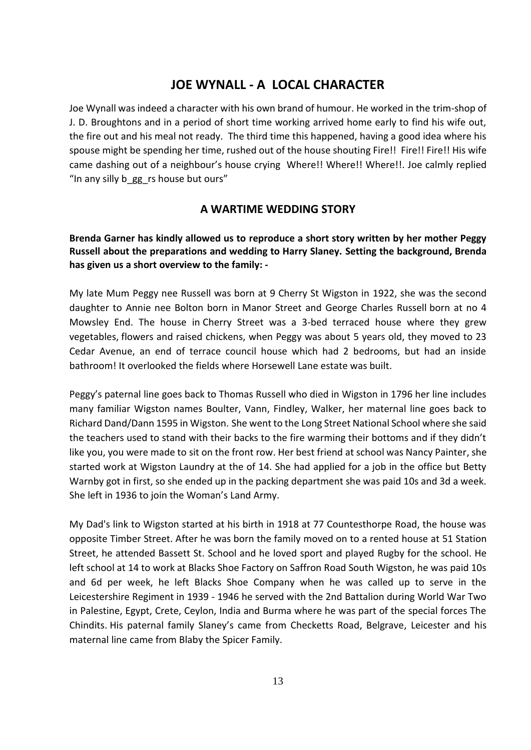## JOE WYNALL - A LOCAL CHARACTER

Joe Wynall was indeed a character with his own brand of humour. He worked in the trim-shop of J. D. Broughtons and in a period of short time working arrived home early to find his wife out, the fire out and his meal not ready. The third time this happened, having a good idea where his spouse might be spending her time, rushed out of the house shouting Fire!! Fire!! Fire!! His wife came dashing out of a neighbour's house crying Where!! Where!! Where!!. Joe calmly replied "In any silly b_gg_rs house but ours"

## A WARTIME WEDDING STORY

**Brenda Garner has kindly allowed us to reproduce a short story written by her mother Peggy Russell about the preparations and wedding to Harry Slaney. Setting the background, Brenda has given us a short overview to the family: -**

My late Mum Peggy nee Russell was born at 9 Cherry St Wigston in 1922, she was the second daughter to Annie nee Bolton born in Manor Street and George Charles Russell born at no 4 Mowsley End. The house in Cherry Street was a 3-bed terraced house where they grew vegetables, flowers and raised chickens, when Peggy was about 5 years old, they moved to 23 Cedar Avenue, an end of terrace council house which had 2 bedrooms, but had an inside bathroom! It overlooked the fields where Horsewell Lane estate was built.

Peggy's paternal line goes back to Thomas Russell who died in Wigston in 1796 her line includes many familiar Wigston names Boulter, Vann, Findley, Walker, her maternal line goes back to Richard Dand/Dann 1595 in Wigston. She went to the Long Street National School where she said the teachers used to stand with their backs to the fire warming their bottoms and if they didn't like you, you were made to sit on the front row. Her best friend at school was Nancy Painter, she started work at Wigston Laundry at the of 14. She had applied for a job in the office but Betty Warnby got in first, so she ended up in the packing department she was paid 10s and 3d a week. She left in 1936 to join the Woman's Land Army.

My Dad's link to Wigston started at his birth in 1918 at 77 Countesthorpe Road, the house was opposite Timber Street. After he was born the family moved on to a rented house at 51 Station Street, he attended Bassett St. School and he loved sport and played Rugby for the school. He left school at 14 to work at Blacks Shoe Factory on Saffron Road South Wigston, he was paid 10s and 6d per week, he left Blacks Shoe Company when he was called up to serve in the Leicestershire Regiment in 1939 - 1946 he served with the 2nd Battalion during World War Two in Palestine, Egypt, Crete, Ceylon, India and Burma where he was part of the special forces The Chindits. His paternal family Slaney's came from Checketts Road, Belgrave, Leicester and his maternal line came from Blaby the Spicer Family.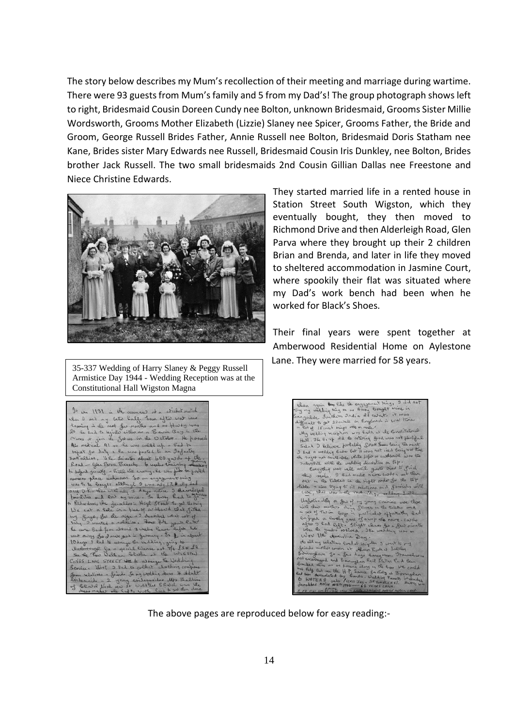The story below describes my Mum's recollection of their meeting and marriage during wartime. There were 93 guests from Mum's family and 5 from my Dad's! The group photograph shows left to right, Bridesmaid Cousin Doreen Cundy nee Bolton, unknown Bridesmaid, Grooms Sister Millie Wordsworth, Grooms Mother Elizabeth (Lizzie) Slaney nee Spicer, Grooms Father, the Bride and Groom, George Russell Brides Father, Annie Russell nee Bolton, Bridesmaid Doris Statham nee Kane, Brides sister Mary Edwards nee Russell, Bridesmaid Cousin Iris Dunkley, nee Bolton, Brides brother Jack Russell. The two small bridesmaids 2nd Cousin Gillian Dallas nee Freestone and Niece Christine Edwards.

35-337 Wedding of Harry Slaney & Peggy Russell Armistice Day 1944 - Wedding Reception was at the Constitutional Hall Wigston Magna

They started married life in a rented house in Station Street South Wigston, which they eventually bought, they then moved to Richmond Drive and then Alderleigh Road, Glen Parva where they brought up their 2 children Brian and Brenda, and later in life they moved to sheltered accommodation in Jasmine Court, where spookily their flat was situated where my Dad's work bench had been when he worked for Black's Shoes.

Their final years were spent together at Amberwood Residential Home on Aylestone Lane. They were married for 58 years.

The above pages are reproduced below for easy reading:-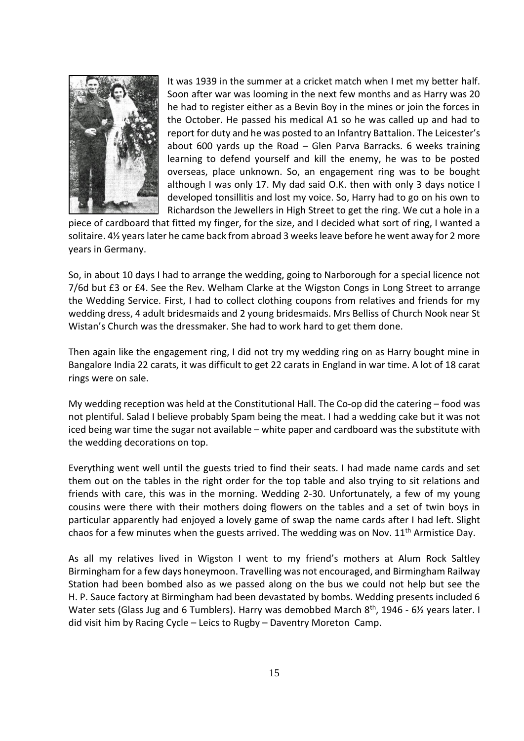It was 1939 in the summer at a cricket match when I met my better half. Soon after war was looming in the next few months and as Harry was 20 he had to register either as a Bevin Boy in the mines or join the forces in the October. He passed his medical A1 so he was called up and had to report for duty and he was posted to an Infantry Battalion. The Leicester's about 600 yards up the Road – Glen Parva Barracks. 6 weeks training learning to defend yourself and kill the enemy, he was to be posted overseas, place unknown. So, an engagement ring was to be bought although I was only 17. My dad said O.K. then with only 3 days notice I developed tonsillitis and lost my voice. So, Harry had to go on his own to Richardson the Jewellers in High Street to get the ring. We cut a hole in a piece of cardboard that fitted my finger, for the size, and I decided what sort of ring, I wanted a solitaire. 4½ years later he came back from abroad 3 weeks leave before he went away for 2 more years in Germany.

So, in about 10 days I had to arrange the wedding, going to Narborough for a special licence not 7/6d but £3 or £4. See the Rev. Welham Clarke at the Wigston Congs in Long Street to arrange the Wedding Service. First, I had to collect clothing coupons from relatives and friends for my wedding dress, 4 adult bridesmaids and 2 young bridesmaids. Mrs Belliss of Church Nook near St Wistan's Church was the dressmaker. She had to work hard to get them done.

Then again like the engagement ring, I did not try my wedding ring on as Harry bought mine in Bangalore India 22 carats, it was difficult to get 22 carats in England in war time. A lot of 18 carat rings were on sale.

My wedding reception was held at the Constitutional Hall. The Co-op did the catering – food was not plentiful. Salad I believe probably Spam being the meat. I had a wedding cake but it was not iced being war time the sugar not available – white paper and cardboard was the substitute with the wedding decorations on top.

Everything went well until the guests tried to find their seats. I had made name cards and set them out on the tables in the right order for the top table and also trying to sit relations and friends with care, this was in the morning. Wedding 2-30. Unfortunately, a few of my young cousins were there with their mothers doing flowers on the tables and a set of twin boys in particular apparently had enjoyed a lovely game of swap the name cards after I had left. Slight chaos for a few minutes when the guests arrived. The wedding was on Nov. 11th Armistice Day.

As all my relatives lived in Wigston I went to my friend's mothers at Alum Rock Saltley Birmingham for a few days honeymoon. Travelling was not encouraged, and Birmingham Railway Station had been bombed also as we passed along on the bus we could not help but see the H. P. Sauce factory at Birmingham had been devastated by bombs. Wedding presents included 6 Water sets (Glass Jug and 6 Tumblers). Harry was demobbed March 8th, 1946 - 6½ years later. I did visit him by Racing Cycle – Leics to Rugby – Daventry Moreton Camp.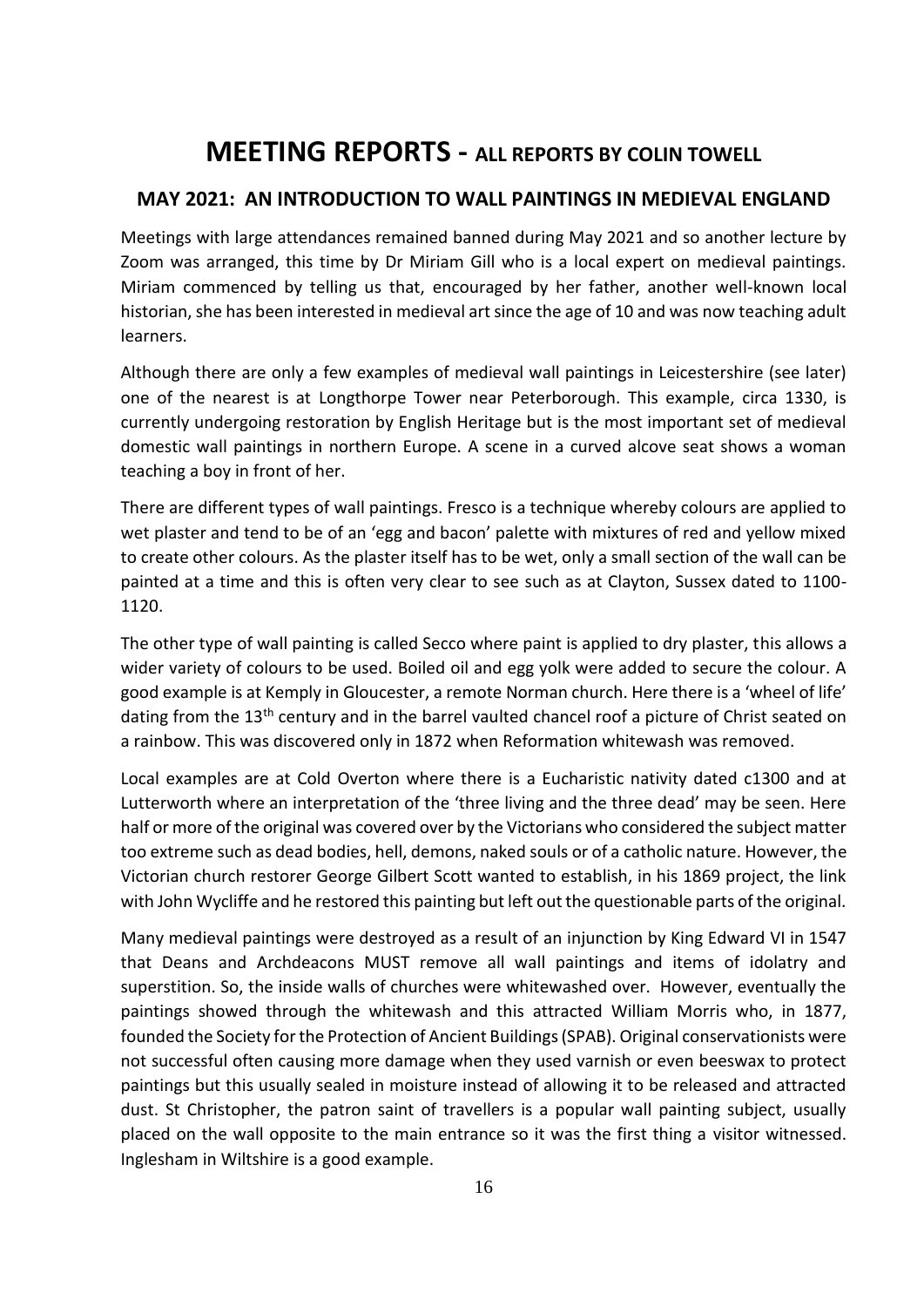# MEETING REPORTS - ALL REPORTS BY COLIN TOWELL

## MAY 2021: AN INTRODUCTION TO WALL PAINTINGS IN MEDIEVAL ENGLAND

Meetings with large attendances remained banned during May 2021 and so another lecture by Zoom was arranged, this time by Dr Miriam Gill who is a local expert on medieval paintings. Miriam commenced by telling us that, encouraged by her father, another well-known local historian, she has been interested in medieval art since the age of 10 and was now teaching adult learners.

Although there are only a few examples of medieval wall paintings in Leicestershire (see later) one of the nearest is at Longthorpe Tower near Peterborough. This example, circa 1330, is currently undergoing restoration by English Heritage but is the most important set of medieval domestic wall paintings in northern Europe. A scene in a curved alcove seat shows a woman teaching a boy in front of her.

There are different types of wall paintings. Fresco is a technique whereby colours are applied to wet plaster and tend to be of an 'egg and bacon' palette with mixtures of red and yellow mixed to create other colours. As the plaster itself has to be wet, only a small section of the wall can be painted at a time and this is often very clear to see such as at Clayton, Sussex dated to 1100-1120.

The other type of wall painting is called Secco where paint is applied to dry plaster, this allows a wider variety of colours to be used. Boiled oil and egg yolk were added to secure the colour. A good example is at Kemply in Gloucester, a remote Norman church. Here there is a 'wheel of life' dating from the 13th century and in the barrel vaulted chancel roof a picture of Christ seated on a rainbow. This was discovered only in 1872 when Reformation whitewash was removed.

Local examples are at Cold Overton where there is a Eucharistic nativity dated c1300 and at Lutterworth where an interpretation of the 'three living and the three dead' may be seen. Here half or more of the original was covered over by the Victorians who considered the subject matter too extreme such as dead bodies, hell, demons, naked souls or of a catholic nature. However, the Victorian church restorer George Gilbert Scott wanted to establish, in his 1869 project, the link with John Wycliffe and he restored this painting but left out the questionable parts of the original.

Many medieval paintings were destroyed as a result of an injunction by King Edward VI in 1547 that Deans and Archdeacons MUST remove all wall paintings and items of idolatry and superstition. So, the inside walls of churches were whitewashed over. However, eventually the paintings showed through the whitewash and this attracted William Morris who, in 1877, founded the Society for the Protection of Ancient Buildings (SPAB). Original conservationists were not successful often causing more damage when they used varnish or even beeswax to protect paintings but this usually sealed in moisture instead of allowing it to be released and attracted dust. St Christopher, the patron saint of travellers is a popular wall painting subject, usually placed on the wall opposite to the main entrance so it was the first thing a visitor witnessed. Inglesham in Wiltshire is a good example.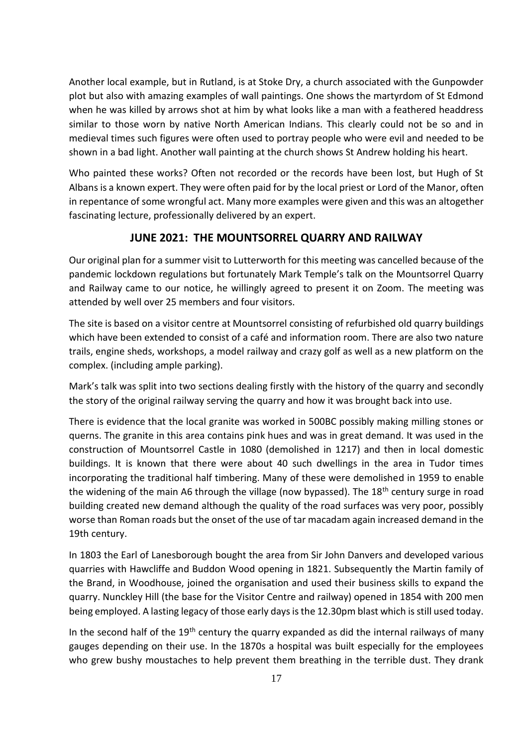Another local example, but in Rutland, is at Stoke Dry, a church associated with the Gunpowder plot but also with amazing examples of wall paintings. One shows the martyrdom of St Edmond when he was killed by arrows shot at him by what looks like a man with a feathered headdress similar to those worn by native North American Indians. This clearly could not be so and in medieval times such figures were often used to portray people who were evil and needed to be shown in a bad light. Another wall painting at the church shows St Andrew holding his heart.

Who painted these works? Often not recorded or the records have been lost, but Hugh of St Albans is a known expert. They were often paid for by the local priest or Lord of the Manor, often in repentance of some wrongful act. Many more examples were given and this was an altogether fascinating lecture, professionally delivered by an expert.

## JUNE 2021: THE MOUNTSORREL QUARRY AND RAILWAY

Our original plan for a summer visit to Lutterworth for this meeting was cancelled because of the pandemic lockdown regulations but fortunately Mark Temple's talk on the Mountsorrel Quarry and Railway came to our notice, he willingly agreed to present it on Zoom. The meeting was attended by well over 25 members and four visitors.

The site is based on a visitor centre at Mountsorrel consisting of refurbished old quarry buildings which have been extended to consist of a café and information room. There are also two nature trails, engine sheds, workshops, a model railway and crazy golf as well as a new platform on the complex. (including ample parking).

Mark's talk was split into two sections dealing firstly with the history of the quarry and secondly the story of the original railway serving the quarry and how it was brought back into use.

There is evidence that the local granite was worked in 500BC possibly making milling stones or querns. The granite in this area contains pink hues and was in great demand. It was used in the construction of Mountsorrel Castle in 1080 (demolished in 1217) and then in local domestic buildings. It is known that there were about 40 such dwellings in the area in Tudor times incorporating the traditional half timbering. Many of these were demolished in 1959 to enable the widening of the main A6 through the village (now bypassed). The 18th century surge in road building created new demand although the quality of the road surfaces was very poor, possibly worse than Roman roads but the onset of the use of tar macadam again increased demand in the 19th century.

In 1803 the Earl of Lanesborough bought the area from Sir John Danvers and developed various quarries with Hawcliffe and Buddon Wood opening in 1821. Subsequently the Martin family of the Brand, in Woodhouse, joined the organisation and used their business skills to expand the quarry. Nunckley Hill (the base for the Visitor Centre and railway) opened in 1854 with 200 men being employed. A lasting legacy of those early days is the 12.30pm blast which is still used today.

In the second half of the 19th century the quarry expanded as did the internal railways of many gauges depending on their use. In the 1870s a hospital was built especially for the employees who grew bushy moustaches to help prevent them breathing in the terrible dust. They drank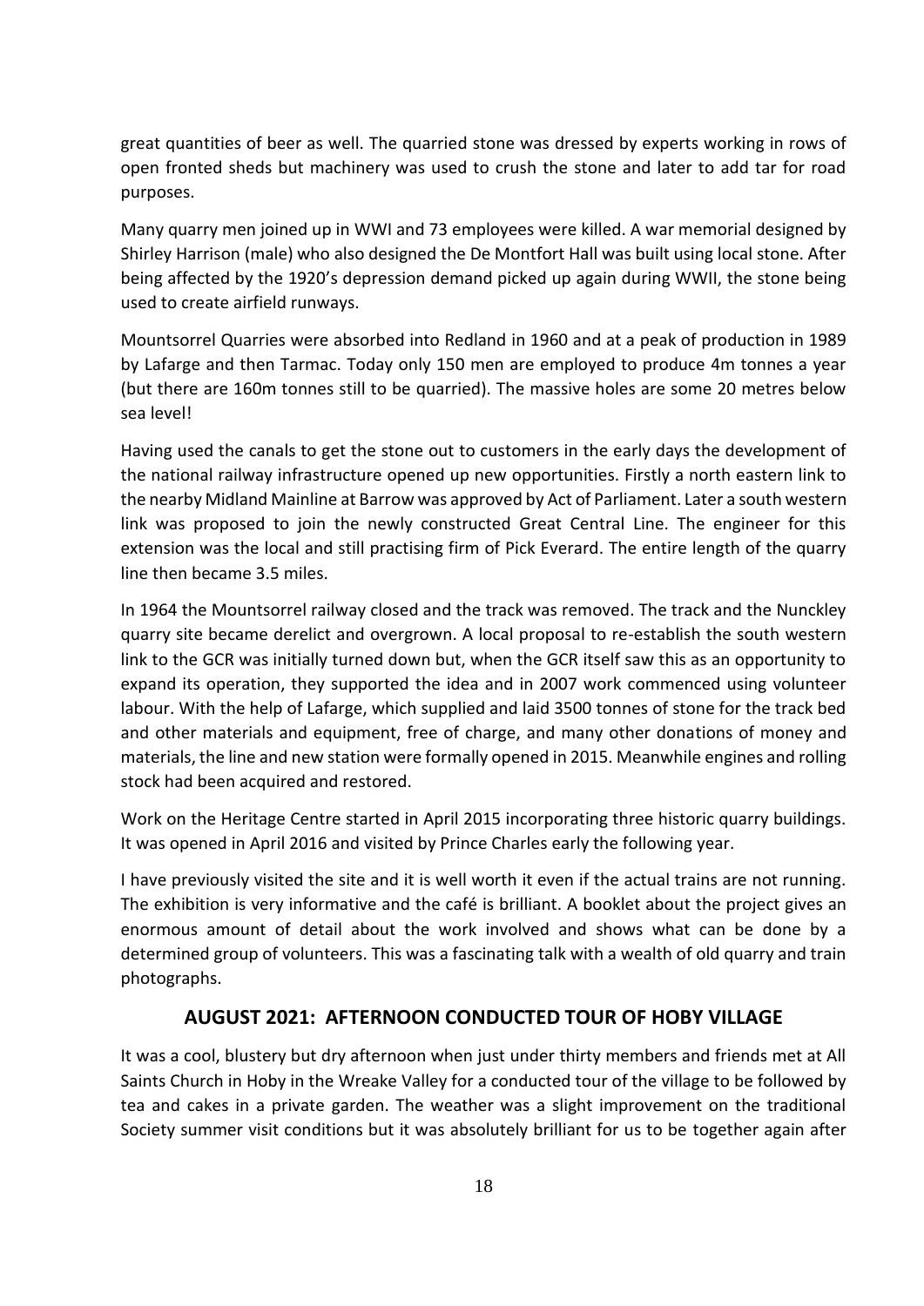great quantities of beer as well. The quarried stone was dressed by experts working in rows of open fronted sheds but machinery was used to crush the stone and later to add tar for road purposes.

Many quarry men joined up in WWI and 73 employees were killed. A war memorial designed by Shirley Harrison (male) who also designed the De Montfort Hall was built using local stone. After being affected by the 1920's depression demand picked up again during WWII, the stone being used to create airfield runways.

Mountsorrel Quarries were absorbed into Redland in 1960 and at a peak of production in 1989 by Lafarge and then Tarmac. Today only 150 men are employed to produce 4m tonnes a year (but there are 160m tonnes still to be quarried). The massive holes are some 20 metres below sea level!

Having used the canals to get the stone out to customers in the early days the development of the national railway infrastructure opened up new opportunities. Firstly a north eastern link to the nearby Midland Mainline at Barrow was approved by Act of Parliament. Later a south western link was proposed to join the newly constructed Great Central Line. The engineer for this extension was the local and still practising firm of Pick Everard. The entire length of the quarry line then became 3.5 miles.

In 1964 the Mountsorrel railway closed and the track was removed. The track and the Nunckley quarry site became derelict and overgrown. A local proposal to re-establish the south western link to the GCR was initially turned down but, when the GCR itself saw this as an opportunity to expand its operation, they supported the idea and in 2007 work commenced using volunteer labour. With the help of Lafarge, which supplied and laid 3500 tonnes of stone for the track bed and other materials and equipment, free of charge, and many other donations of money and materials, the line and new station were formally opened in 2015. Meanwhile engines and rolling stock had been acquired and restored.

Work on the Heritage Centre started in April 2015 incorporating three historic quarry buildings. It was opened in April 2016 and visited by Prince Charles early the following year.

I have previously visited the site and it is well worth it even if the actual trains are not running. The exhibition is very informative and the café is brilliant. A booklet about the project gives an enormous amount of detail about the work involved and shows what can be done by a determined group of volunteers. This was a fascinating talk with a wealth of old quarry and train photographs.

## AUGUST 2021: AFTERNOON CONDUCTED TOUR OF HOBY VILLAGE

It was a cool, blustery but dry afternoon when just under thirty members and friends met at All Saints Church in Hoby in the Wreake Valley for a conducted tour of the village to be followed by tea and cakes in a private garden. The weather was a slight improvement on the traditional Society summer visit conditions but it was absolutely brilliant for us to be together again after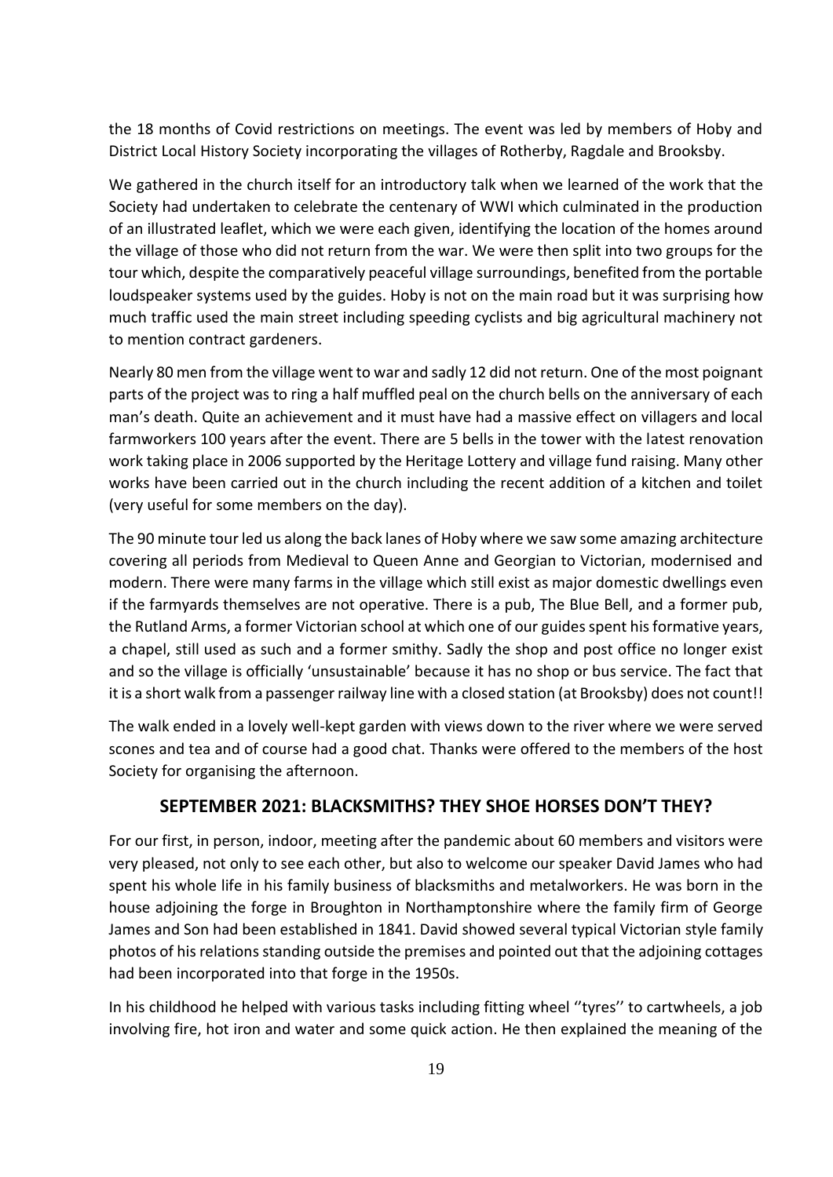the 18 months of Covid restrictions on meetings. The event was led by members of Hoby and District Local History Society incorporating the villages of Rotherby, Ragdale and Brooksby.

We gathered in the church itself for an introductory talk when we learned of the work that the Society had undertaken to celebrate the centenary of WWI which culminated in the production of an illustrated leaflet, which we were each given, identifying the location of the homes around the village of those who did not return from the war. We were then split into two groups for the tour which, despite the comparatively peaceful village surroundings, benefited from the portable loudspeaker systems used by the guides. Hoby is not on the main road but it was surprising how much traffic used the main street including speeding cyclists and big agricultural machinery not to mention contract gardeners.

Nearly 80 men from the village went to war and sadly 12 did not return. One of the most poignant parts of the project was to ring a half muffled peal on the church bells on the anniversary of each man's death. Quite an achievement and it must have had a massive effect on villagers and local farmworkers 100 years after the event. There are 5 bells in the tower with the latest renovation work taking place in 2006 supported by the Heritage Lottery and village fund raising. Many other works have been carried out in the church including the recent addition of a kitchen and toilet (very useful for some members on the day).

The 90 minute tour led us along the back lanes of Hoby where we saw some amazing architecture covering all periods from Medieval to Queen Anne and Georgian to Victorian, modernised and modern. There were many farms in the village which still exist as major domestic dwellings even if the farmyards themselves are not operative. There is a pub, The Blue Bell, and a former pub, the Rutland Arms, a former Victorian school at which one of our guides spent his formative years, a chapel, still used as such and a former smithy. Sadly the shop and post office no longer exist and so the village is officially 'unsustainable' because it has no shop or bus service. The fact that it is a short walk from a passenger railway line with a closed station (at Brooksby) does not count!!

The walk ended in a lovely well-kept garden with views down to the river where we were served scones and tea and of course had a good chat. Thanks were offered to the members of the host Society for organising the afternoon.

## SEPTEMBER 2021: BLACKSMITHS? THEY SHOE HORSES DON'T THEY?

For our first, in person, indoor, meeting after the pandemic about 60 members and visitors were very pleased, not only to see each other, but also to welcome our speaker David James who had spent his whole life in his family business of blacksmiths and metalworkers. He was born in the house adjoining the forge in Broughton in Northamptonshire where the family firm of George James and Son had been established in 1841. David showed several typical Victorian style family photos of his relations standing outside the premises and pointed out that the adjoining cottages had been incorporated into that forge in the 1950s.

In his childhood he helped with various tasks including fitting wheel ''tyres'' to cartwheels, a job involving fire, hot iron and water and some quick action. He then explained the meaning of the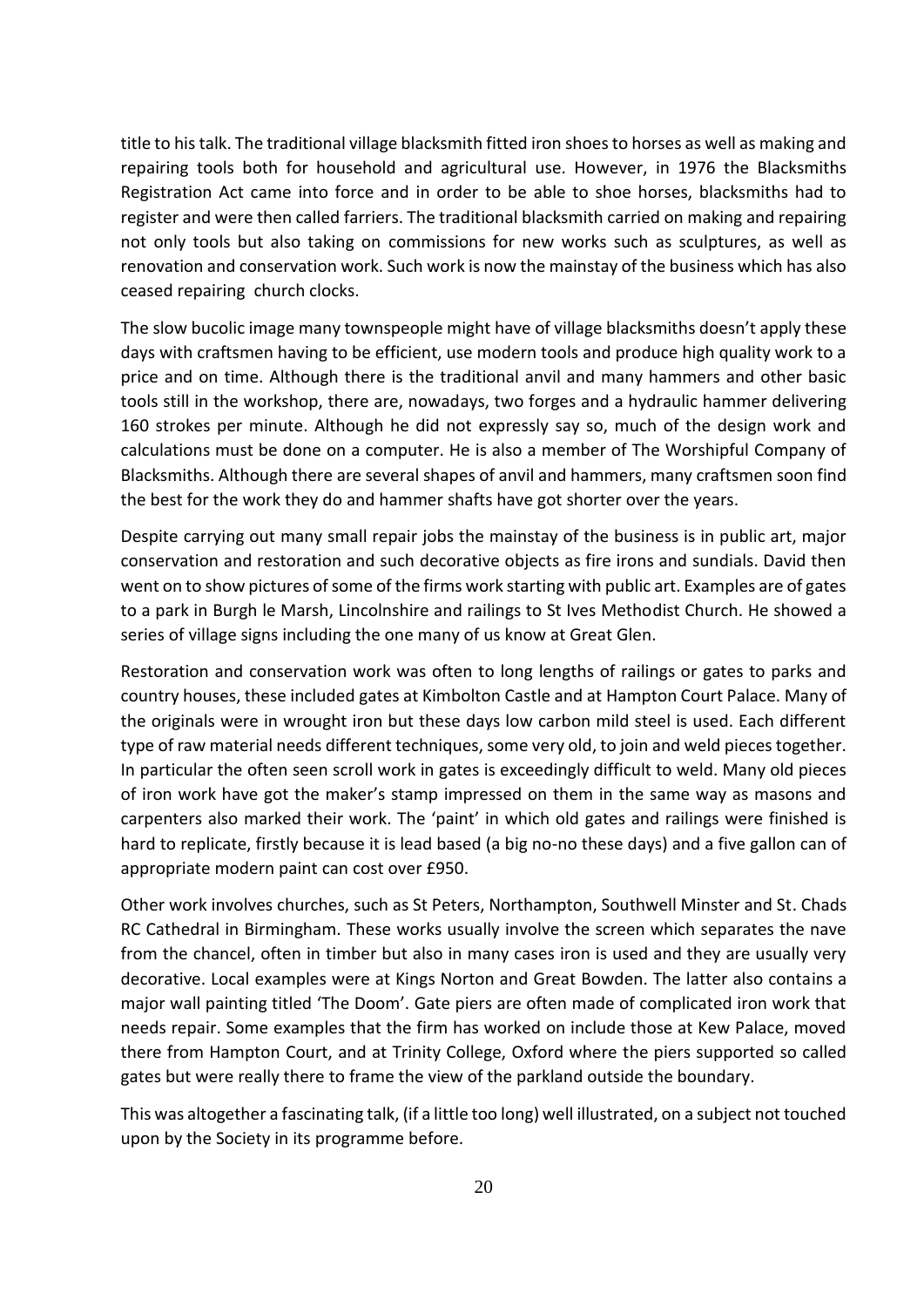title to his talk. The traditional village blacksmith fitted iron shoes to horses as well as making and repairing tools both for household and agricultural use. However, in 1976 the Blacksmiths Registration Act came into force and in order to be able to shoe horses, blacksmiths had to register and were then called farriers. The traditional blacksmith carried on making and repairing not only tools but also taking on commissions for new works such as sculptures, as well as renovation and conservation work. Such work is now the mainstay of the business which has also ceased repairing church clocks.

The slow bucolic image many townspeople might have of village blacksmiths doesn't apply these days with craftsmen having to be efficient, use modern tools and produce high quality work to a price and on time. Although there is the traditional anvil and many hammers and other basic tools still in the workshop, there are, nowadays, two forges and a hydraulic hammer delivering 160 strokes per minute. Although he did not expressly say so, much of the design work and calculations must be done on a computer. He is also a member of The Worshipful Company of Blacksmiths. Although there are several shapes of anvil and hammers, many craftsmen soon find the best for the work they do and hammer shafts have got shorter over the years.

Despite carrying out many small repair jobs the mainstay of the business is in public art, major conservation and restoration and such decorative objects as fire irons and sundials. David then went on to show pictures of some of the firms work starting with public art. Examples are of gates to a park in Burgh le Marsh, Lincolnshire and railings to St Ives Methodist Church. He showed a series of village signs including the one many of us know at Great Glen.

Restoration and conservation work was often to long lengths of railings or gates to parks and country houses, these included gates at Kimbolton Castle and at Hampton Court Palace. Many of the originals were in wrought iron but these days low carbon mild steel is used. Each different type of raw material needs different techniques, some very old, to join and weld pieces together. In particular the often seen scroll work in gates is exceedingly difficult to weld. Many old pieces of iron work have got the maker's stamp impressed on them in the same way as masons and carpenters also marked their work. The 'paint' in which old gates and railings were finished is hard to replicate, firstly because it is lead based (a big no-no these days) and a five gallon can of appropriate modern paint can cost over £950.

Other work involves churches, such as St Peters, Northampton, Southwell Minster and St. Chads RC Cathedral in Birmingham. These works usually involve the screen which separates the nave from the chancel, often in timber but also in many cases iron is used and they are usually very decorative. Local examples were at Kings Norton and Great Bowden. The latter also contains a major wall painting titled 'The Doom'. Gate piers are often made of complicated iron work that needs repair. Some examples that the firm has worked on include those at Kew Palace, moved there from Hampton Court, and at Trinity College, Oxford where the piers supported so called gates but were really there to frame the view of the parkland outside the boundary.

This was altogether a fascinating talk, (if a little too long) well illustrated, on a subject not touched upon by the Society in its programme before.